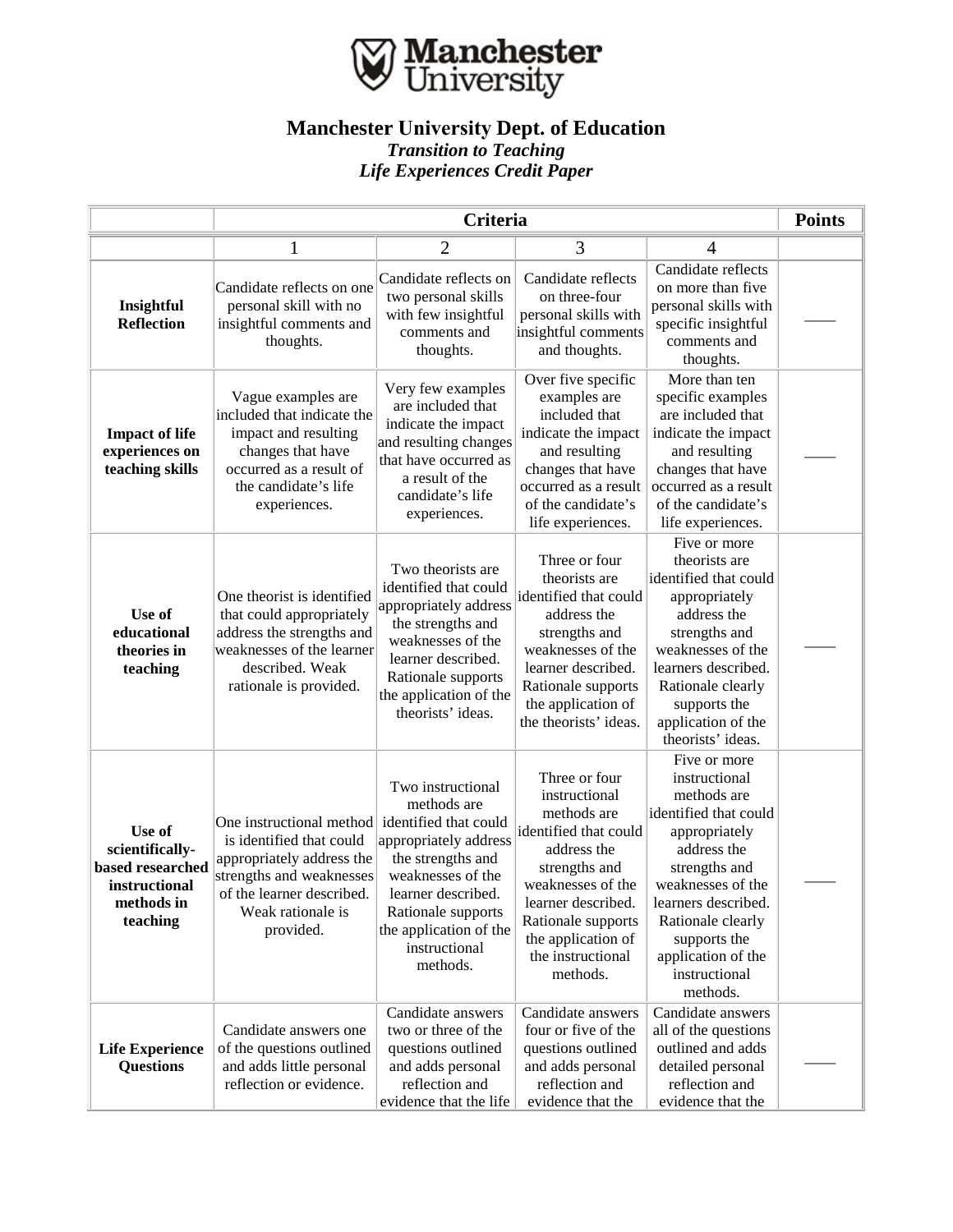# Manchester University Dept. of Education

***Transition to Teaching***

***Life Experiences Credit Paper***

| | Criteria | | | | Points |
|---|---|---|---|---|---|
| | 1 | 2 | 3 | 4 | |
| **Insightful Reflection** | Candidate reflects on one personal skill with no insightful comments and thoughts. | Candidate reflects on two personal skills with few insightful comments and thoughts. | Candidate reflects on three-four personal skills with insightful comments and thoughts. | Candidate reflects on more than five personal skills with specific insightful comments and thoughts. | ____ |
| **Impact of life experiences on teaching skills** | Vague examples are included that indicate the impact and resulting changes that have occurred as a result of the candidate's life experiences. | Very few examples are included that indicate the impact and resulting changes that have occurred as a result of the candidate's life experiences. | Over five specific examples are included that indicate the impact and resulting changes that have occurred as a result of the candidate's life experiences. | More than ten specific examples are included that indicate the impact and resulting changes that have occurred as a result of the candidate's life experiences. | ____ |
| **Use of educational theories in teaching** | One theorist is identified that could appropriately address the strengths and weaknesses of the learner described. Weak rationale is provided. | Two theorists are identified that could appropriately address the strengths and weaknesses of the learner described. Rationale supports the application of the theorists' ideas. | Three or four theorists are identified that could address the strengths and weaknesses of the learner described. Rationale supports the application of the theorists' ideas. | Five or more theorists are identified that could appropriately address the strengths and weaknesses of the learners described. Rationale clearly supports the application of the theorists' ideas. | ____ |
| **Use of scientifically-based researched instructional methods in teaching** | One instructional method is identified that could appropriately address the strengths and weaknesses of the learner described. Weak rationale is provided. | Two instructional methods are identified that could appropriately address the strengths and weaknesses of the learner described. Rationale supports the application of the instructional methods. | Three or four instructional methods are identified that could address the strengths and weaknesses of the learner described. Rationale supports the application of the instructional methods. | Five or more instructional methods are identified that could appropriately address the strengths and weaknesses of the learners described. Rationale clearly supports the application of the instructional methods. | ____ |
| **Life Experience Questions** | Candidate answers one of the questions outlined and adds little personal reflection or evidence. | Candidate answers two or three of the questions outlined and adds personal reflection and evidence that the life | Candidate answers four or five of the questions outlined and adds personal reflection and evidence that the | Candidate answers all of the questions outlined and adds detailed personal reflection and evidence that the | ____ |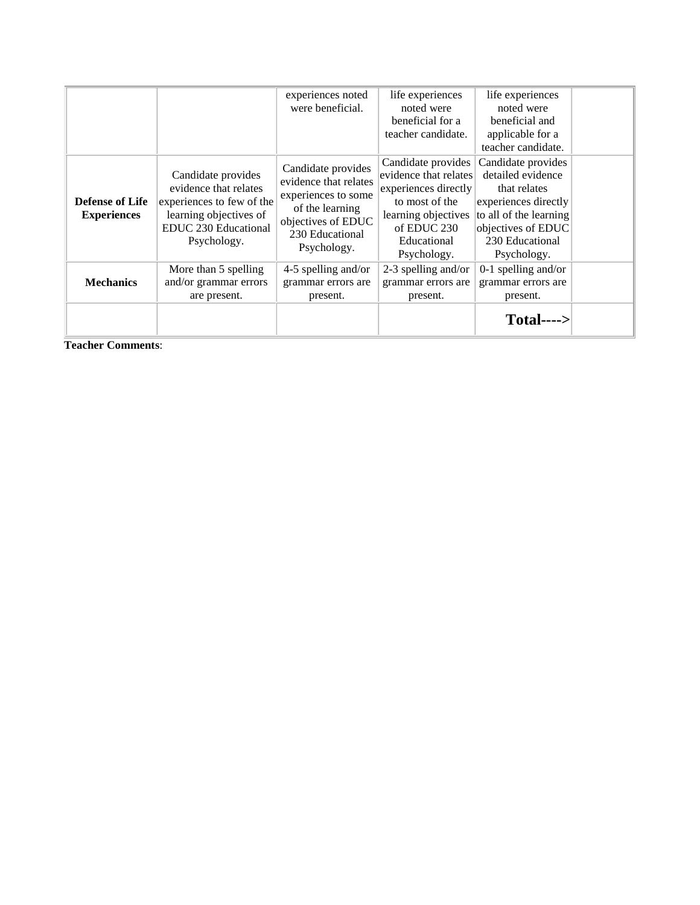| | | | | | |
|---|---|---|---|---|---|
| | | experiences noted were beneficial. | life experiences noted were beneficial for a teacher candidate. | life experiences noted were beneficial and applicable for a teacher candidate. | |
| **Defense of Life Experiences** | Candidate provides evidence that relates experiences to few of the learning objectives of EDUC 230 Educational Psychology. | Candidate provides evidence that relates experiences to some of the learning objectives of EDUC 230 Educational Psychology. | Candidate provides evidence that relates experiences directly to most of the learning objectives of EDUC 230 Educational Psychology. | Candidate provides detailed evidence that relates experiences directly to all of the learning objectives of EDUC 230 Educational Psychology. | |
| **Mechanics** | More than 5 spelling and/or grammar errors are present. | 4-5 spelling and/or grammar errors are present. | 2-3 spelling and/or grammar errors are present. | 0-1 spelling and/or grammar errors are present. | |
| | | | | **Total---->** | |

**Teacher Comments**: